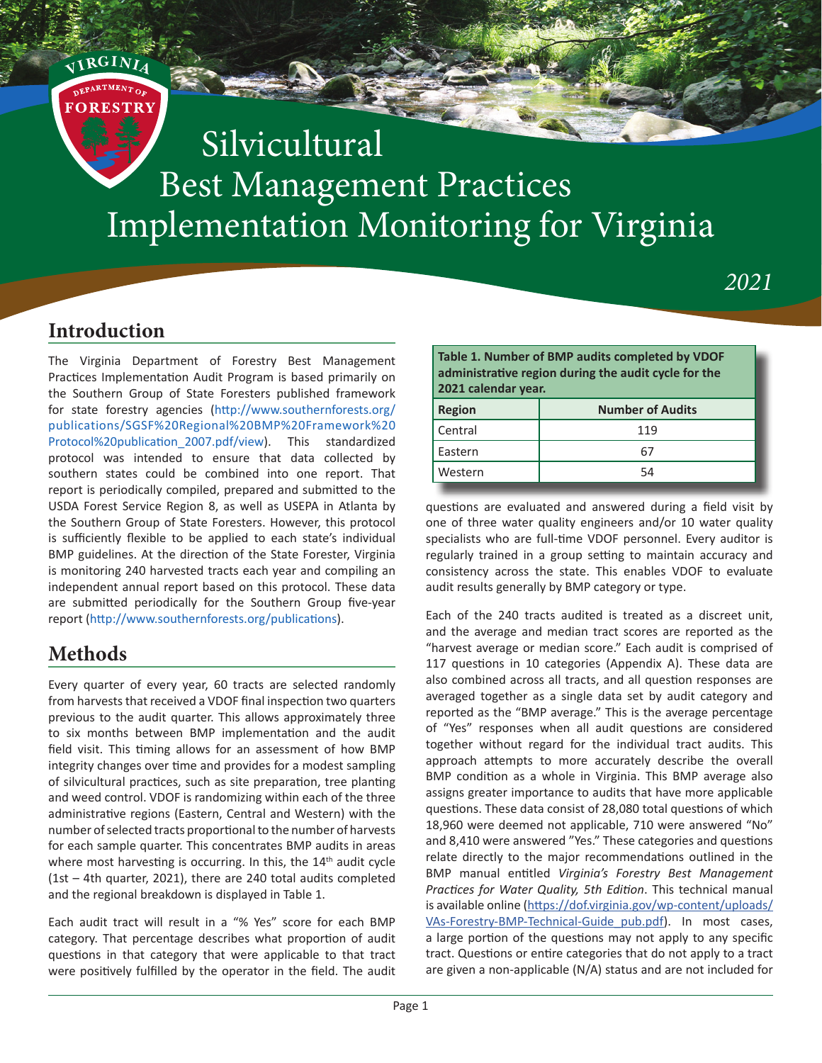# Silvicultural Best Management Practices Implementation Monitoring for Virginia

*2021*

## Introduction

The Virginia Department of Forestry Best Management Practices Implementation Audit Program is based primarily on the Southern Group of State Foresters published framework for state forestry agencies (http://www.southernforests.org/publications/SGSF%20Regional%20BMP%20Framework%20Protocol%20publication_2007.pdf/view). This standardized protocol was intended to ensure that data collected by southern states could be combined into one report. That report is periodically compiled, prepared and submitted to the USDA Forest Service Region 8, as well as USEPA in Atlanta by the Southern Group of State Foresters. However, this protocol is sufficiently flexible to be applied to each state's individual BMP guidelines. At the direction of the State Forester, Virginia is monitoring 240 harvested tracts each year and compiling an independent annual report based on this protocol. These data are submitted periodically for the Southern Group five-year report (http://www.southernforests.org/publications).

## Methods

Every quarter of every year, 60 tracts are selected randomly from harvests that received a VDOF final inspection two quarters previous to the audit quarter. This allows approximately three to six months between BMP implementation and the audit field visit. This timing allows for an assessment of how BMP integrity changes over time and provides for a modest sampling of silvicultural practices, such as site preparation, tree planting and weed control. VDOF is randomizing within each of the three administrative regions (Eastern, Central and Western) with the number of selected tracts proportional to the number of harvests for each sample quarter. This concentrates BMP audits in areas where most harvesting is occurring. In this, the 14th audit cycle (1st – 4th quarter, 2021), there are 240 total audits completed and the regional breakdown is displayed in Table 1.

Each audit tract will result in a "% Yes" score for each BMP category. That percentage describes what proportion of audit questions in that category that were applicable to that tract were positively fulfilled by the operator in the field. The audit questions are evaluated and answered during a field visit by one of three water quality engineers and/or 10 water quality specialists who are full-time VDOF personnel. Every auditor is regularly trained in a group setting to maintain accuracy and consistency across the state. This enables VDOF to evaluate audit results generally by BMP category or type.

**Table 1. Number of BMP audits completed by VDOF administrative region during the audit cycle for the 2021 calendar year.**

| Region | Number of Audits |
|---|---|
| Central | 119 |
| Eastern | 67 |
| Western | 54 |

Each of the 240 tracts audited is treated as a discreet unit, and the average and median tract scores are reported as the "harvest average or median score." Each audit is comprised of 117 questions in 10 categories (Appendix A). These data are also combined across all tracts, and all question responses are averaged together as a single data set by audit category and reported as the "BMP average." This is the average percentage of "Yes" responses when all audit questions are considered together without regard for the individual tract audits. This approach attempts to more accurately describe the overall BMP condition as a whole in Virginia. This BMP average also assigns greater importance to audits that have more applicable questions. These data consist of 28,080 total questions of which 18,960 were deemed not applicable, 710 were answered "No" and 8,410 were answered "Yes." These categories and questions relate directly to the major recommendations outlined in the BMP manual entitled *Virginia's Forestry Best Management Practices for Water Quality, 5th Edition*. This technical manual is available online (https://dof.virginia.gov/wp-content/uploads/VAs-Forestry-BMP-Technical-Guide_pub.pdf). In most cases, a large portion of the questions may not apply to any specific tract. Questions or entire categories that do not apply to a tract are given a non-applicable (N/A) status and are not included for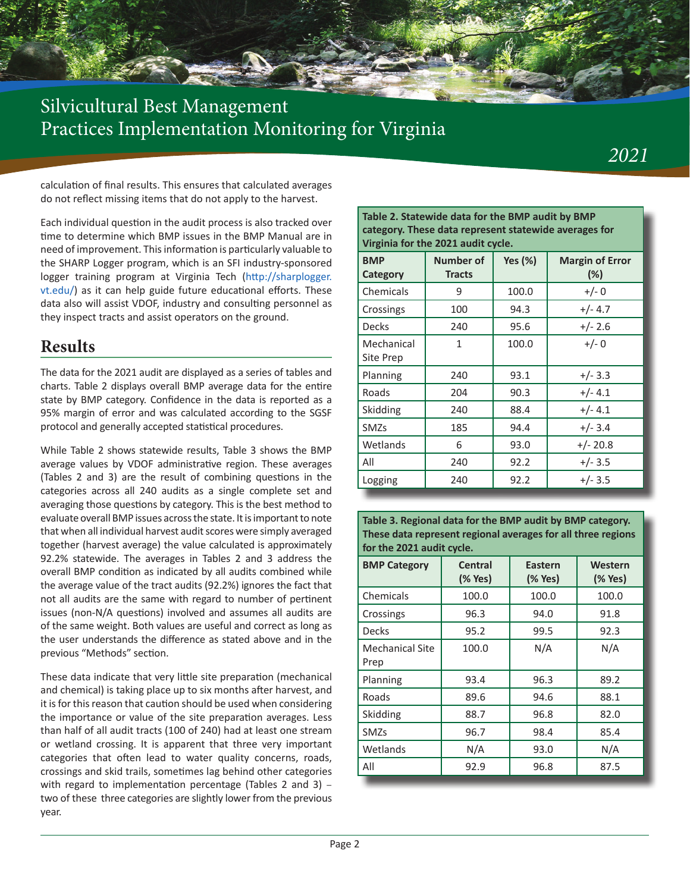calculation of final results. This ensures that calculated averages do not reflect missing items that do not apply to the harvest.

Each individual question in the audit process is also tracked over time to determine which BMP issues in the BMP Manual are in need of improvement. This information is particularly valuable to the SHARP Logger program, which is an SFI industry-sponsored logger training program at Virginia Tech (http://sharplogger.vt.edu/) as it can help guide future educational efforts. These data also will assist VDOF, industry and consulting personnel as they inspect tracts and assist operators on the ground.

## Results

The data for the 2021 audit are displayed as a series of tables and charts. Table 2 displays overall BMP average data for the entire state by BMP category. Confidence in the data is reported as a 95% margin of error and was calculated according to the SGSF protocol and generally accepted statistical procedures.

While Table 2 shows statewide results, Table 3 shows the BMP average values by VDOF administrative region. These averages (Tables 2 and 3) are the result of combining questions in the categories across all 240 audits as a single complete set and averaging those questions by category. This is the best method to evaluate overall BMP issues across the state. It is important to note that when all individual harvest audit scores were simply averaged together (harvest average) the value calculated is approximately 92.2% statewide. The averages in Tables 2 and 3 address the overall BMP condition as indicated by all audits combined while the average value of the tract audits (92.2%) ignores the fact that not all audits are the same with regard to number of pertinent issues (non-N/A questions) involved and assumes all audits are of the same weight. Both values are useful and correct as long as the user understands the difference as stated above and in the previous "Methods" section.

These data indicate that very little site preparation (mechanical and chemical) is taking place up to six months after harvest, and it is for this reason that caution should be used when considering the importance or value of the site preparation averages. Less than half of all audit tracts (100 of 240) had at least one stream or wetland crossing. It is apparent that three very important categories that often lead to water quality concerns, roads, crossings and skid trails, sometimes lag behind other categories with regard to implementation percentage (Tables 2 and 3) – two of these three categories are slightly lower from the previous year.

**Table 2. Statewide data for the BMP audit by BMP category. These data represent statewide averages for Virginia for the 2021 audit cycle.**

| BMP Category | Number of Tracts | Yes (%) | Margin of Error (%) |
|---|---|---|---|
| Chemicals | 9 | 100.0 | +/- 0 |
| Crossings | 100 | 94.3 | +/- 4.7 |
| Decks | 240 | 95.6 | +/- 2.6 |
| Mechanical Site Prep | 1 | 100.0 | +/- 0 |
| Planning | 240 | 93.1 | +/- 3.3 |
| Roads | 204 | 90.3 | +/- 4.1 |
| Skidding | 240 | 88.4 | +/- 4.1 |
| SMZs | 185 | 94.4 | +/- 3.4 |
| Wetlands | 6 | 93.0 | +/- 20.8 |
| All | 240 | 92.2 | +/- 3.5 |
| Logging | 240 | 92.2 | +/- 3.5 |

**Table 3. Regional data for the BMP audit by BMP category. These data represent regional averages for all three regions for the 2021 audit cycle.**

| BMP Category | Central (% Yes) | Eastern (% Yes) | Western (% Yes) |
|---|---|---|---|
| Chemicals | 100.0 | 100.0 | 100.0 |
| Crossings | 96.3 | 94.0 | 91.8 |
| Decks | 95.2 | 99.5 | 92.3 |
| Mechanical Site Prep | 100.0 | N/A | N/A |
| Planning | 93.4 | 96.3 | 89.2 |
| Roads | 89.6 | 94.6 | 88.1 |
| Skidding | 88.7 | 96.8 | 82.0 |
| SMZs | 96.7 | 98.4 | 85.4 |
| Wetlands | N/A | 93.0 | N/A |
| All | 92.9 | 96.8 | 87.5 |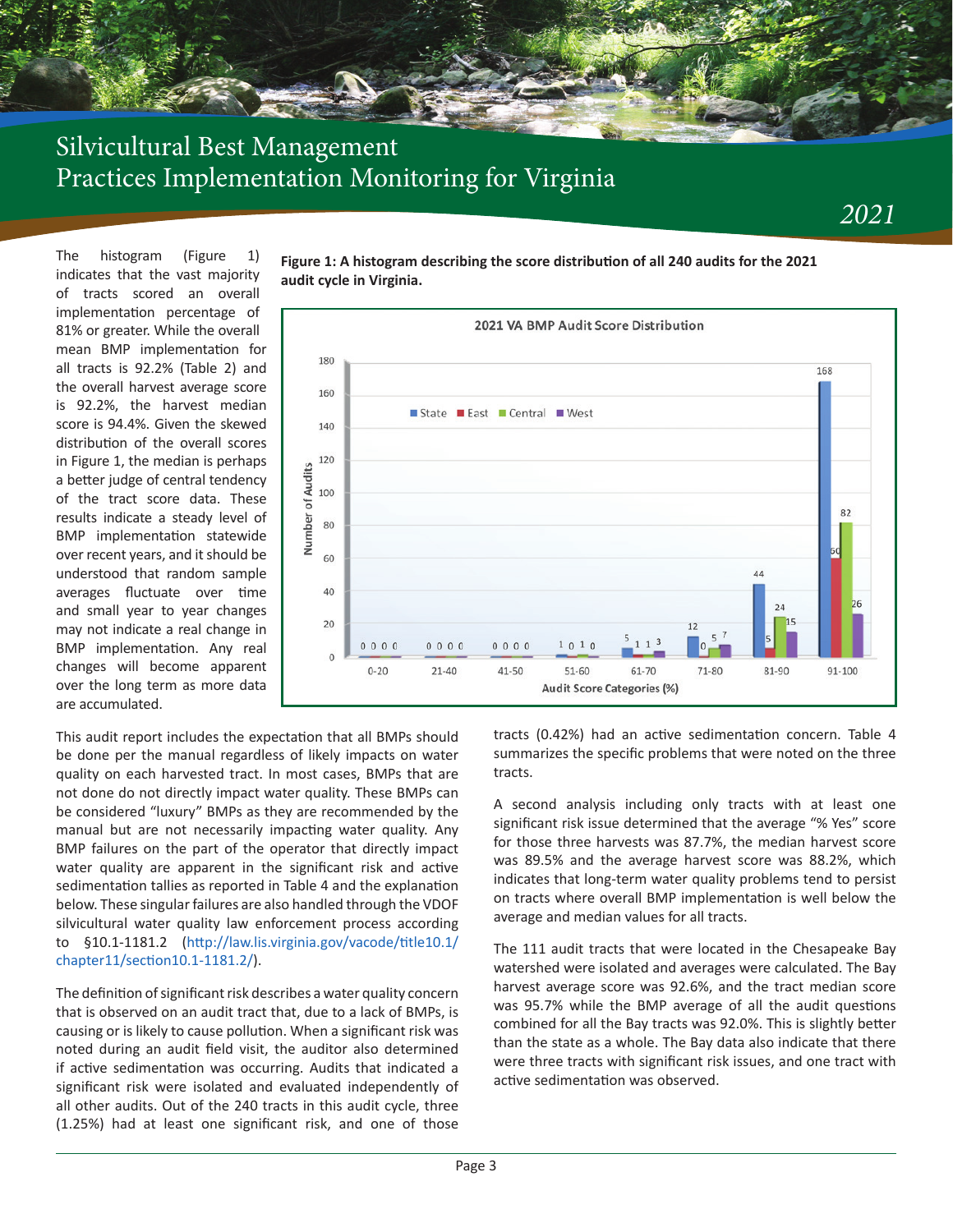# Silvicultural Best Management Practices Implementation Monitoring for Virginia

*2021*

The histogram (Figure 1) indicates that the vast majority of tracts scored an overall implementation percentage of 81% or greater. While the overall mean BMP implementation for all tracts is 92.2% (Table 2) and the overall harvest average score is 92.2%, the harvest median score is 94.4%. Given the skewed distribution of the overall scores in Figure 1, the median is perhaps a better judge of central tendency of the tract score data. These results indicate a steady level of BMP implementation statewide over recent years, and it should be understood that random sample averages fluctuate over time and small year to year changes may not indicate a real change in BMP implementation. Any real changes will become apparent over the long term as more data are accumulated.

**Figure 1: A histogram describing the score distribution of all 240 audits for the 2021 audit cycle in Virginia.**

2021 VA BMP Audit Score Distribution

| Audit Score Categories (%) | State | East | Central | West |
|---|---|---|---|---|
| 0-20 | 0 | 0 | 0 | 0 |
| 21-40 | 0 | 0 | 0 | 0 |
| 41-50 | 0 | 0 | 0 | 0 |
| 51-60 | 1 | 0 | 1 | 0 |
| 61-70 | 5 | 1 | 1 | 3 |
| 71-80 | 12 | 0 | 5 | 7 |
| 81-90 | 44 | 5 | 24 | 15 |
| 91-100 | 168 | 60 | 82 | 26 |

This audit report includes the expectation that all BMPs should be done per the manual regardless of likely impacts on water quality on each harvested tract. In most cases, BMPs that are not done do not directly impact water quality. These BMPs can be considered "luxury" BMPs as they are recommended by the manual but are not necessarily impacting water quality. Any BMP failures on the part of the operator that directly impact water quality are apparent in the significant risk and active sedimentation tallies as reported in Table 4 and the explanation below. These singular failures are also handled through the VDOF silvicultural water quality law enforcement process according to §10.1-1181.2 (http://law.lis.virginia.gov/vacode/title10.1/chapter11/section10.1-1181.2/).

The definition of significant risk describes a water quality concern that is observed on an audit tract that, due to a lack of BMPs, is causing or is likely to cause pollution. When a significant risk was noted during an audit field visit, the auditor also determined if active sedimentation was occurring. Audits that indicated a significant risk were isolated and evaluated independently of all other audits. Out of the 240 tracts in this audit cycle, three (1.25%) had at least one significant risk, and one of those tracts (0.42%) had an active sedimentation concern. Table 4 summarizes the specific problems that were noted on the three tracts.

A second analysis including only tracts with at least one significant risk issue determined that the average "% Yes" score for those three harvests was 87.7%, the median harvest score was 89.5% and the average harvest score was 88.2%, which indicates that long-term water quality problems tend to persist on tracts where overall BMP implementation is well below the average and median values for all tracts.

The 111 audit tracts that were located in the Chesapeake Bay watershed were isolated and averages were calculated. The Bay harvest average score was 92.6%, and the tract median score was 95.7% while the BMP average of all the audit questions combined for all the Bay tracts was 92.0%. This is slightly better than the state as a whole. The Bay data also indicate that there were three tracts with significant risk issues, and one tract with active sedimentation was observed.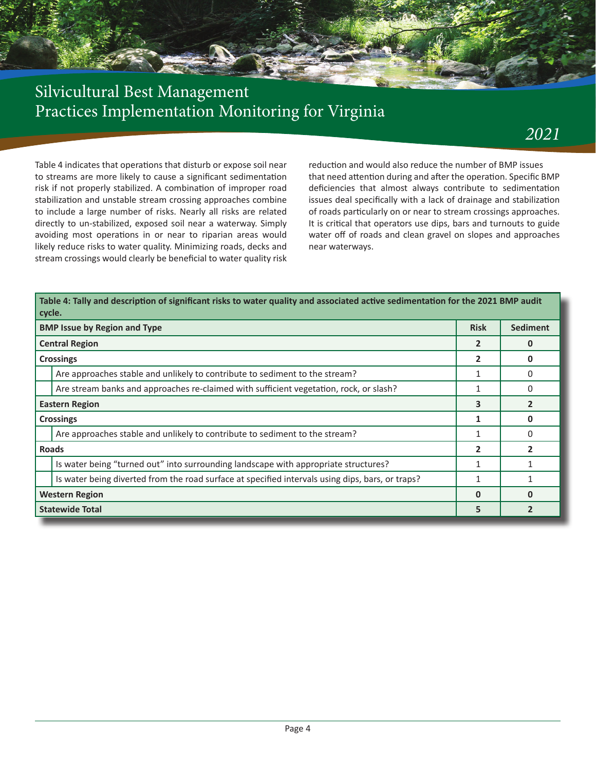Table 4 indicates that operations that disturb or expose soil near to streams are more likely to cause a significant sedimentation risk if not properly stabilized. A combination of improper road stabilization and unstable stream crossing approaches combine to include a large number of risks. Nearly all risks are related directly to un-stabilized, exposed soil near a waterway. Simply avoiding most operations in or near to riparian areas would likely reduce risks to water quality. Minimizing roads, decks and stream crossings would clearly be beneficial to water quality risk reduction and would also reduce the number of BMP issues that need attention during and after the operation. Specific BMP deficiencies that almost always contribute to sedimentation issues deal specifically with a lack of drainage and stabilization of roads particularly on or near to stream crossings approaches. It is critical that operators use dips, bars and turnouts to guide water off of roads and clean gravel on slopes and approaches near waterways.

**Table 4: Tally and description of significant risks to water quality and associated active sedimentation for the 2021 BMP audit cycle.**

| BMP Issue by Region and Type | Risk | Sediment |
|---|---|---|
| **Central Region** | **2** | **0** |
| **Crossings** | **2** | **0** |
| Are approaches stable and unlikely to contribute to sediment to the stream? | 1 | 0 |
| Are stream banks and approaches re-claimed with sufficient vegetation, rock, or slash? | 1 | 0 |
| **Eastern Region** | **3** | **2** |
| **Crossings** | **1** | **0** |
| Are approaches stable and unlikely to contribute to sediment to the stream? | 1 | 0 |
| **Roads** | **2** | **2** |
| Is water being "turned out" into surrounding landscape with appropriate structures? | 1 | 1 |
| Is water being diverted from the road surface at specified intervals using dips, bars, or traps? | 1 | 1 |
| **Western Region** | **0** | **0** |
| **Statewide Total** | **5** | **2** |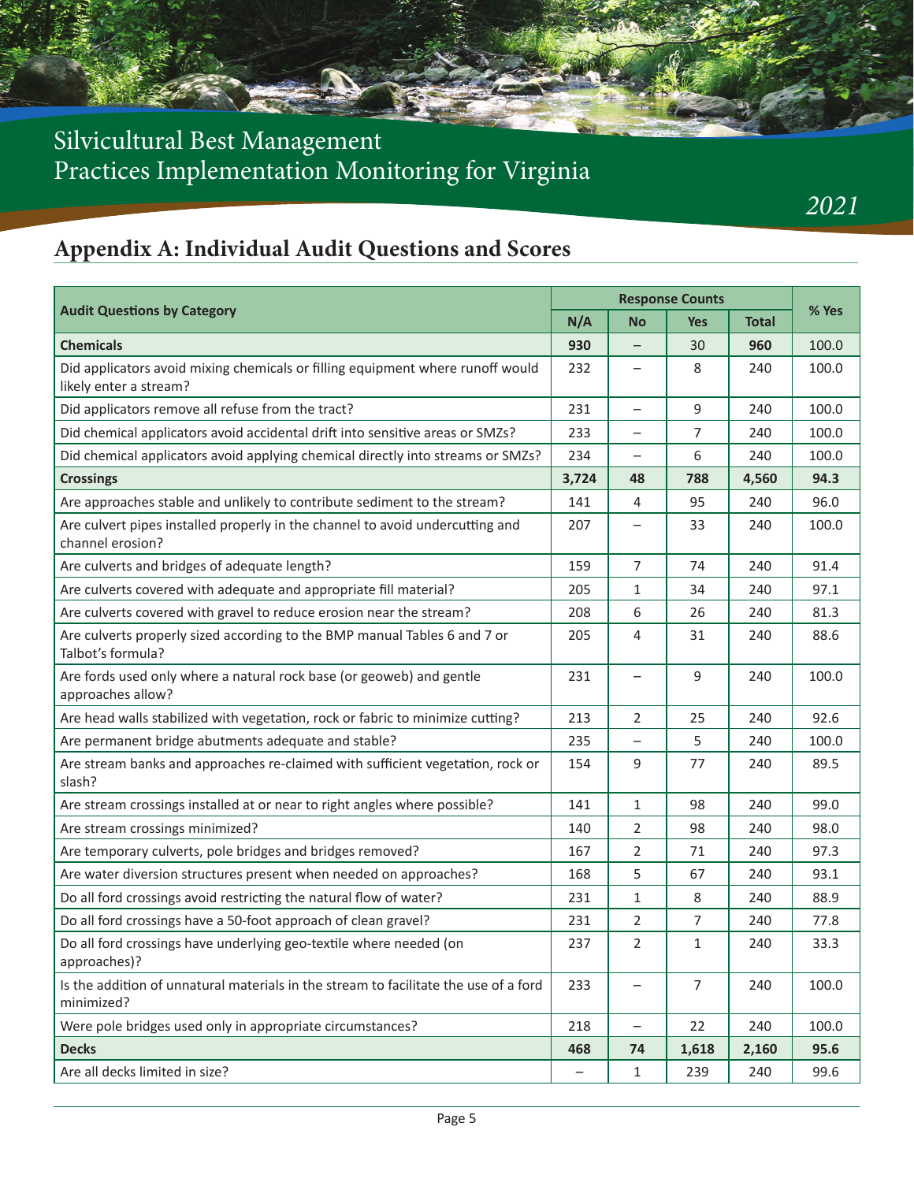## Appendix A: Individual Audit Questions and Scores

| Audit Questions by Category | Response Counts | | | | % Yes |
|---|---|---|---|---|---|
| | N/A | No | Yes | Total | |
| **Chemicals** | **930** | – | 30 | **960** | 100.0 |
| Did applicators avoid mixing chemicals or filling equipment where runoff would likely enter a stream? | 232 | – | 8 | 240 | 100.0 |
| Did applicators remove all refuse from the tract? | 231 | – | 9 | 240 | 100.0 |
| Did chemical applicators avoid accidental drift into sensitive areas or SMZs? | 233 | – | 7 | 240 | 100.0 |
| Did chemical applicators avoid applying chemical directly into streams or SMZs? | 234 | – | 6 | 240 | 100.0 |
| **Crossings** | **3,724** | **48** | **788** | **4,560** | **94.3** |
| Are approaches stable and unlikely to contribute sediment to the stream? | 141 | 4 | 95 | 240 | 96.0 |
| Are culvert pipes installed properly in the channel to avoid undercutting and channel erosion? | 207 | – | 33 | 240 | 100.0 |
| Are culverts and bridges of adequate length? | 159 | 7 | 74 | 240 | 91.4 |
| Are culverts covered with adequate and appropriate fill material? | 205 | 1 | 34 | 240 | 97.1 |
| Are culverts covered with gravel to reduce erosion near the stream? | 208 | 6 | 26 | 240 | 81.3 |
| Are culverts properly sized according to the BMP manual Tables 6 and 7 or Talbot's formula? | 205 | 4 | 31 | 240 | 88.6 |
| Are fords used only where a natural rock base (or geoweb) and gentle approaches allow? | 231 | – | 9 | 240 | 100.0 |
| Are head walls stabilized with vegetation, rock or fabric to minimize cutting? | 213 | 2 | 25 | 240 | 92.6 |
| Are permanent bridge abutments adequate and stable? | 235 | – | 5 | 240 | 100.0 |
| Are stream banks and approaches re-claimed with sufficient vegetation, rock or slash? | 154 | 9 | 77 | 240 | 89.5 |
| Are stream crossings installed at or near to right angles where possible? | 141 | 1 | 98 | 240 | 99.0 |
| Are stream crossings minimized? | 140 | 2 | 98 | 240 | 98.0 |
| Are temporary culverts, pole bridges and bridges removed? | 167 | 2 | 71 | 240 | 97.3 |
| Are water diversion structures present when needed on approaches? | 168 | 5 | 67 | 240 | 93.1 |
| Do all ford crossings avoid restricting the natural flow of water? | 231 | 1 | 8 | 240 | 88.9 |
| Do all ford crossings have a 50-foot approach of clean gravel? | 231 | 2 | 7 | 240 | 77.8 |
| Do all ford crossings have underlying geo-textile where needed (on approaches)? | 237 | 2 | 1 | 240 | 33.3 |
| Is the addition of unnatural materials in the stream to facilitate the use of a ford minimized? | 233 | – | 7 | 240 | 100.0 |
| Were pole bridges used only in appropriate circumstances? | 218 | – | 22 | 240 | 100.0 |
| **Decks** | **468** | **74** | **1,618** | **2,160** | **95.6** |
| Are all decks limited in size? | – | 1 | 239 | 240 | 99.6 |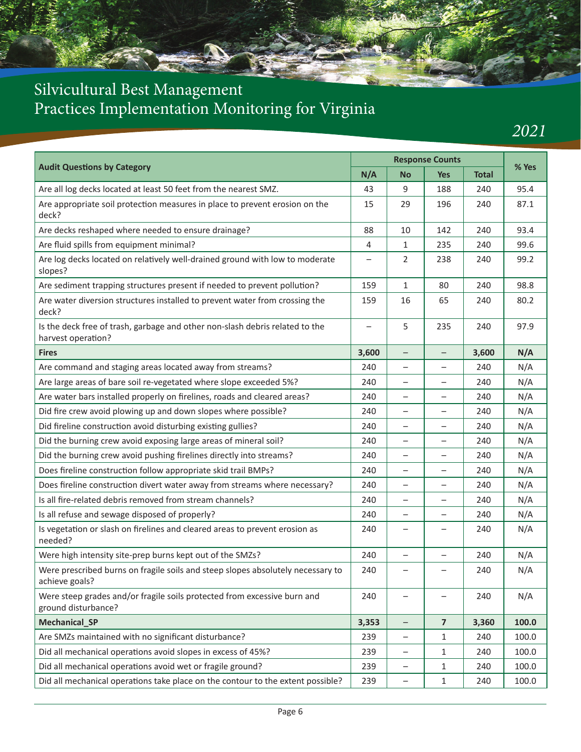| Audit Questions by Category | Response Counts | | | | % Yes |
|---|---|---|---|---|---|
| | N/A | No | Yes | Total | |
| Are all log decks located at least 50 feet from the nearest SMZ. | 43 | 9 | 188 | 240 | 95.4 |
| Are appropriate soil protection measures in place to prevent erosion on the deck? | 15 | 29 | 196 | 240 | 87.1 |
| Are decks reshaped where needed to ensure drainage? | 88 | 10 | 142 | 240 | 93.4 |
| Are fluid spills from equipment minimal? | 4 | 1 | 235 | 240 | 99.6 |
| Are log decks located on relatively well-drained ground with low to moderate slopes? | – | 2 | 238 | 240 | 99.2 |
| Are sediment trapping structures present if needed to prevent pollution? | 159 | 1 | 80 | 240 | 98.8 |
| Are water diversion structures installed to prevent water from crossing the deck? | 159 | 16 | 65 | 240 | 80.2 |
| Is the deck free of trash, garbage and other non-slash debris related to the harvest operation? | – | 5 | 235 | 240 | 97.9 |
| **Fires** | **3,600** | – | – | **3,600** | **N/A** |
| Are command and staging areas located away from streams? | 240 | – | – | 240 | N/A |
| Are large areas of bare soil re-vegetated where slope exceeded 5%? | 240 | – | – | 240 | N/A |
| Are water bars installed properly on firelines, roads and cleared areas? | 240 | – | – | 240 | N/A |
| Did fire crew avoid plowing up and down slopes where possible? | 240 | – | – | 240 | N/A |
| Did fireline construction avoid disturbing existing gullies? | 240 | – | – | 240 | N/A |
| Did the burning crew avoid exposing large areas of mineral soil? | 240 | – | – | 240 | N/A |
| Did the burning crew avoid pushing firelines directly into streams? | 240 | – | – | 240 | N/A |
| Does fireline construction follow appropriate skid trail BMPs? | 240 | – | – | 240 | N/A |
| Does fireline construction divert water away from streams where necessary? | 240 | – | – | 240 | N/A |
| Is all fire-related debris removed from stream channels? | 240 | – | – | 240 | N/A |
| Is all refuse and sewage disposed of properly? | 240 | – | – | 240 | N/A |
| Is vegetation or slash on firelines and cleared areas to prevent erosion as needed? | 240 | – | – | 240 | N/A |
| Were high intensity site-prep burns kept out of the SMZs? | 240 | – | – | 240 | N/A |
| Were prescribed burns on fragile soils and steep slopes absolutely necessary to achieve goals? | 240 | – | – | 240 | N/A |
| Were steep grades and/or fragile soils protected from excessive burn and ground disturbance? | 240 | – | – | 240 | N/A |
| **Mechanical_SP** | **3,353** | – | **7** | **3,360** | **100.0** |
| Are SMZs maintained with no significant disturbance? | 239 | – | 1 | 240 | 100.0 |
| Did all mechanical operations avoid slopes in excess of 45%? | 239 | – | 1 | 240 | 100.0 |
| Did all mechanical operations avoid wet or fragile ground? | 239 | – | 1 | 240 | 100.0 |
| Did all mechanical operations take place on the contour to the extent possible? | 239 | – | 1 | 240 | 100.0 |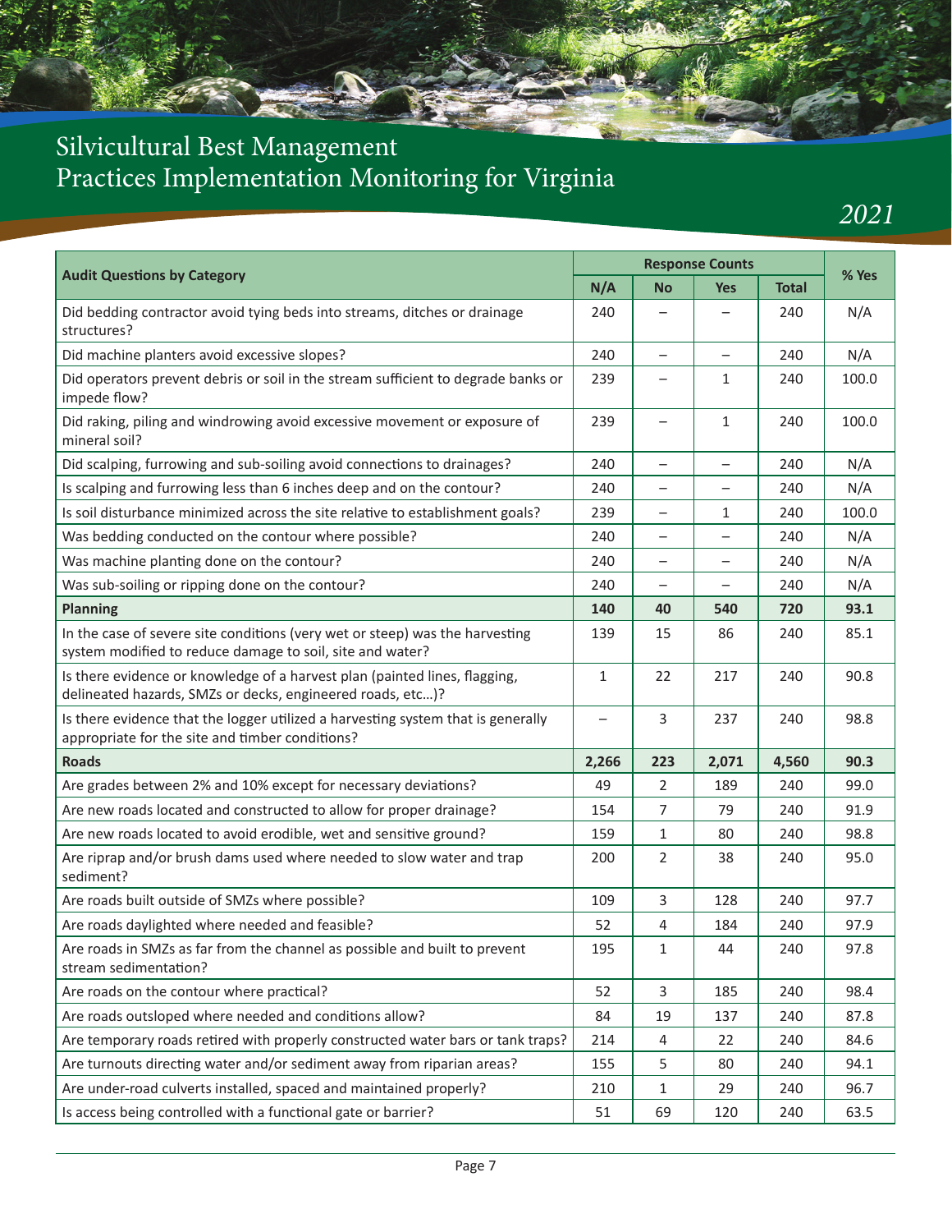| Audit Questions by Category | Response Counts | | | | % Yes |
|---|---|---|---|---|---|
| | N/A | No | Yes | Total | |
| Did bedding contractor avoid tying beds into streams, ditches or drainage structures? | 240 | – | – | 240 | N/A |
| Did machine planters avoid excessive slopes? | 240 | – | – | 240 | N/A |
| Did operators prevent debris or soil in the stream sufficient to degrade banks or impede flow? | 239 | – | 1 | 240 | 100.0 |
| Did raking, piling and windrowing avoid excessive movement or exposure of mineral soil? | 239 | – | 1 | 240 | 100.0 |
| Did scalping, furrowing and sub-soiling avoid connections to drainages? | 240 | – | – | 240 | N/A |
| Is scalping and furrowing less than 6 inches deep and on the contour? | 240 | – | – | 240 | N/A |
| Is soil disturbance minimized across the site relative to establishment goals? | 239 | – | 1 | 240 | 100.0 |
| Was bedding conducted on the contour where possible? | 240 | – | – | 240 | N/A |
| Was machine planting done on the contour? | 240 | – | – | 240 | N/A |
| Was sub-soiling or ripping done on the contour? | 240 | – | – | 240 | N/A |
| **Planning** | **140** | **40** | **540** | **720** | **93.1** |
| In the case of severe site conditions (very wet or steep) was the harvesting system modified to reduce damage to soil, site and water? | 139 | 15 | 86 | 240 | 85.1 |
| Is there evidence or knowledge of a harvest plan (painted lines, flagging, delineated hazards, SMZs or decks, engineered roads, etc…)? | 1 | 22 | 217 | 240 | 90.8 |
| Is there evidence that the logger utilized a harvesting system that is generally appropriate for the site and timber conditions? | – | 3 | 237 | 240 | 98.8 |
| **Roads** | **2,266** | **223** | **2,071** | **4,560** | **90.3** |
| Are grades between 2% and 10% except for necessary deviations? | 49 | 2 | 189 | 240 | 99.0 |
| Are new roads located and constructed to allow for proper drainage? | 154 | 7 | 79 | 240 | 91.9 |
| Are new roads located to avoid erodible, wet and sensitive ground? | 159 | 1 | 80 | 240 | 98.8 |
| Are riprap and/or brush dams used where needed to slow water and trap sediment? | 200 | 2 | 38 | 240 | 95.0 |
| Are roads built outside of SMZs where possible? | 109 | 3 | 128 | 240 | 97.7 |
| Are roads daylighted where needed and feasible? | 52 | 4 | 184 | 240 | 97.9 |
| Are roads in SMZs as far from the channel as possible and built to prevent stream sedimentation? | 195 | 1 | 44 | 240 | 97.8 |
| Are roads on the contour where practical? | 52 | 3 | 185 | 240 | 98.4 |
| Are roads outsloped where needed and conditions allow? | 84 | 19 | 137 | 240 | 87.8 |
| Are temporary roads retired with properly constructed water bars or tank traps? | 214 | 4 | 22 | 240 | 84.6 |
| Are turnouts directing water and/or sediment away from riparian areas? | 155 | 5 | 80 | 240 | 94.1 |
| Are under-road culverts installed, spaced and maintained properly? | 210 | 1 | 29 | 240 | 96.7 |
| Is access being controlled with a functional gate or barrier? | 51 | 69 | 120 | 240 | 63.5 |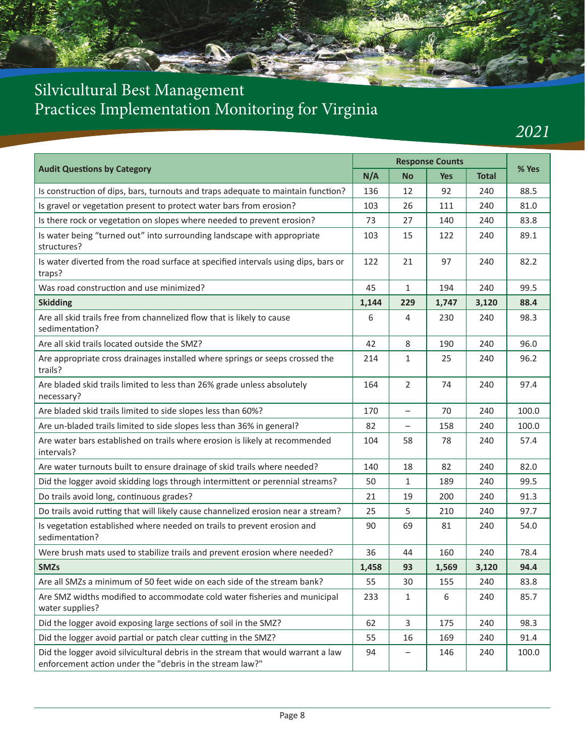# Silvicultural Best Management Practices Implementation Monitoring for Virginia

*2021*

| Audit Questions by Category | Response Counts | | | | % Yes |
|---|---|---|---|---|---|
| | N/A | No | Yes | Total | |
| Is construction of dips, bars, turnouts and traps adequate to maintain function? | 136 | 12 | 92 | 240 | 88.5 |
| Is gravel or vegetation present to protect water bars from erosion? | 103 | 26 | 111 | 240 | 81.0 |
| Is there rock or vegetation on slopes where needed to prevent erosion? | 73 | 27 | 140 | 240 | 83.8 |
| Is water being “turned out” into surrounding landscape with appropriate structures? | 103 | 15 | 122 | 240 | 89.1 |
| Is water diverted from the road surface at specified intervals using dips, bars or traps? | 122 | 21 | 97 | 240 | 82.2 |
| Was road construction and use minimized? | 45 | 1 | 194 | 240 | 99.5 |
| **Skidding** | **1,144** | **229** | **1,747** | **3,120** | **88.4** |
| Are all skid trails free from channelized flow that is likely to cause sedimentation? | 6 | 4 | 230 | 240 | 98.3 |
| Are all skid trails located outside the SMZ? | 42 | 8 | 190 | 240 | 96.0 |
| Are appropriate cross drainages installed where springs or seeps crossed the trails? | 214 | 1 | 25 | 240 | 96.2 |
| Are bladed skid trails limited to less than 26% grade unless absolutely necessary? | 164 | 2 | 74 | 240 | 97.4 |
| Are bladed skid trails limited to side slopes less than 60%? | 170 | – | 70 | 240 | 100.0 |
| Are un-bladed trails limited to side slopes less than 36% in general? | 82 | – | 158 | 240 | 100.0 |
| Are water bars established on trails where erosion is likely at recommended intervals? | 104 | 58 | 78 | 240 | 57.4 |
| Are water turnouts built to ensure drainage of skid trails where needed? | 140 | 18 | 82 | 240 | 82.0 |
| Did the logger avoid skidding logs through intermittent or perennial streams? | 50 | 1 | 189 | 240 | 99.5 |
| Do trails avoid long, continuous grades? | 21 | 19 | 200 | 240 | 91.3 |
| Do trails avoid rutting that will likely cause channelized erosion near a stream? | 25 | 5 | 210 | 240 | 97.7 |
| Is vegetation established where needed on trails to prevent erosion and sedimentation? | 90 | 69 | 81 | 240 | 54.0 |
| Were brush mats used to stabilize trails and prevent erosion where needed? | 36 | 44 | 160 | 240 | 78.4 |
| **SMZs** | **1,458** | **93** | **1,569** | **3,120** | **94.4** |
| Are all SMZs a minimum of 50 feet wide on each side of the stream bank? | 55 | 30 | 155 | 240 | 83.8 |
| Are SMZ widths modified to accommodate cold water fisheries and municipal water supplies? | 233 | 1 | 6 | 240 | 85.7 |
| Did the logger avoid exposing large sections of soil in the SMZ? | 62 | 3 | 175 | 240 | 98.3 |
| Did the logger avoid partial or patch clear cutting in the SMZ? | 55 | 16 | 169 | 240 | 91.4 |
| Did the logger avoid silvicultural debris in the stream that would warrant a law enforcement action under the "debris in the stream law?" | 94 | – | 146 | 240 | 100.0 |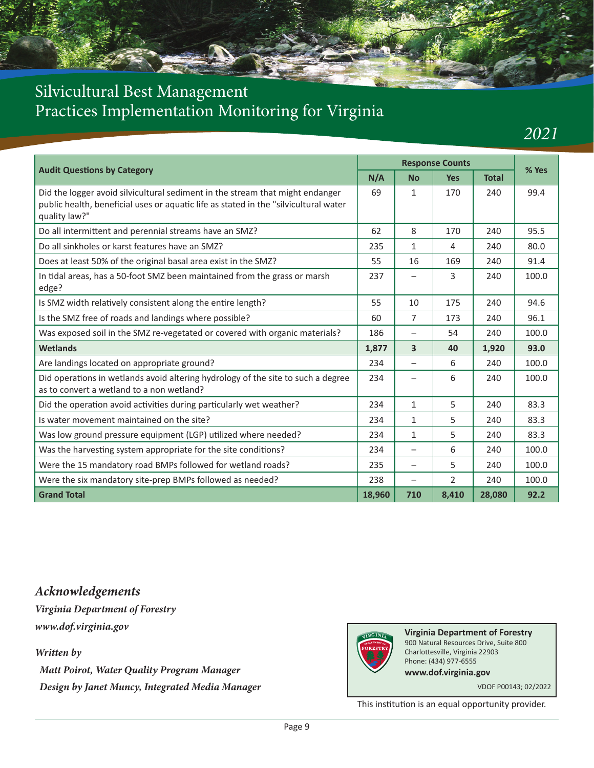# Silvicultural Best Management Practices Implementation Monitoring for Virginia

*2021*

| Audit Questions by Category | Response Counts | | | | % Yes |
|---|---|---|---|---|---|
| | N/A | No | Yes | Total | |
| Did the logger avoid silvicultural sediment in the stream that might endanger public health, beneficial uses or aquatic life as stated in the "silvicultural water quality law?" | 69 | 1 | 170 | 240 | 99.4 |
| Do all intermittent and perennial streams have an SMZ? | 62 | 8 | 170 | 240 | 95.5 |
| Do all sinkholes or karst features have an SMZ? | 235 | 1 | 4 | 240 | 80.0 |
| Does at least 50% of the original basal area exist in the SMZ? | 55 | 16 | 169 | 240 | 91.4 |
| In tidal areas, has a 50-foot SMZ been maintained from the grass or marsh edge? | 237 | – | 3 | 240 | 100.0 |
| Is SMZ width relatively consistent along the entire length? | 55 | 10 | 175 | 240 | 94.6 |
| Is the SMZ free of roads and landings where possible? | 60 | 7 | 173 | 240 | 96.1 |
| Was exposed soil in the SMZ re-vegetated or covered with organic materials? | 186 | – | 54 | 240 | 100.0 |
| **Wetlands** | **1,877** | **3** | **40** | **1,920** | **93.0** |
| Are landings located on appropriate ground? | 234 | – | 6 | 240 | 100.0 |
| Did operations in wetlands avoid altering hydrology of the site to such a degree as to convert a wetland to a non wetland? | 234 | – | 6 | 240 | 100.0 |
| Did the operation avoid activities during particularly wet weather? | 234 | 1 | 5 | 240 | 83.3 |
| Is water movement maintained on the site? | 234 | 1 | 5 | 240 | 83.3 |
| Was low ground pressure equipment (LGP) utilized where needed? | 234 | 1 | 5 | 240 | 83.3 |
| Was the harvesting system appropriate for the site conditions? | 234 | – | 6 | 240 | 100.0 |
| Were the 15 mandatory road BMPs followed for wetland roads? | 235 | – | 5 | 240 | 100.0 |
| Were the six mandatory site-prep BMPs followed as needed? | 238 | – | 2 | 240 | 100.0 |
| **Grand Total** | **18,960** | **710** | **8,410** | **28,080** | **92.2** |

## *Acknowledgements*

***Virginia Department of Forestry***

***www.dof.virginia.gov***

***Written by***

***Matt Poirot, Water Quality Program Manager***

***Design by Janet Muncy, Integrated Media Manager***

**Virginia Department of Forestry**
900 Natural Resources Drive, Suite 800
Charlottesville, Virginia 22903
Phone: (434) 977-6555
**www.dof.virginia.gov**

VDOF P00143; 02/2022

This institution is an equal opportunity provider.